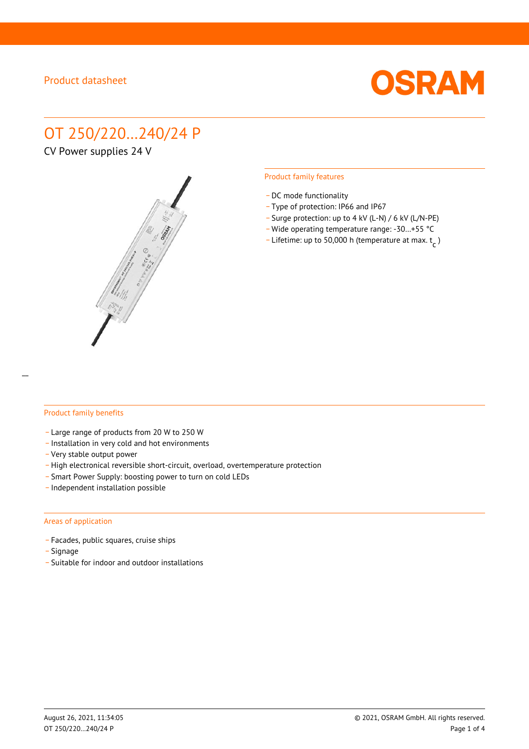Product datasheet

# OT 250/220...240/24 P

CV Power supplies 24 V

## Product family features

- DC mode functionality
- Type of protection: IP66 and IP67
- Surge protection: up to 4 kV (L-N) / 6 kV (L/N-PE)
- Wide operating temperature range: -30...+55 °C
- Lifetime: up to 50,000 h (temperature at max. $t_c$ )

## Product family benefits

- Large range of products from 20 W to 250 W
- Installation in very cold and hot environments
- Very stable output power
- High electronical reversible short-circuit, overload, overtemperature protection
- Smart Power Supply: boosting power to turn on cold LEDs
- Independent installation possible

## Areas of application

- Facades, public squares, cruise ships
- Signage
- Suitable for indoor and outdoor installations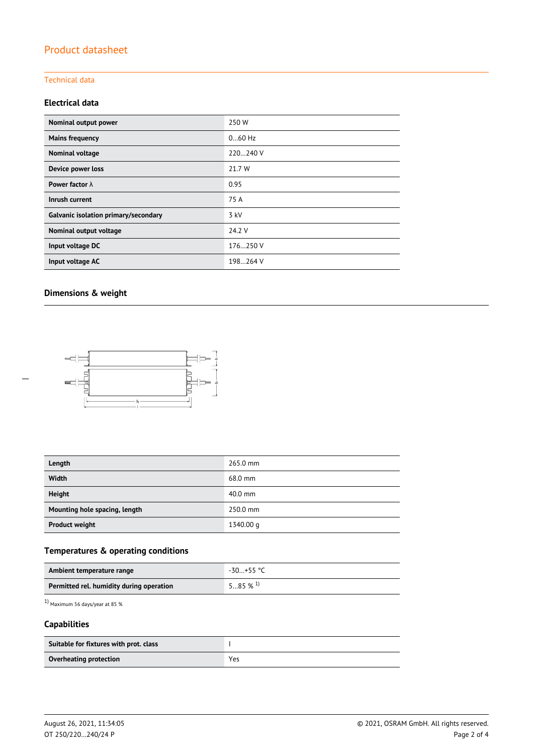# Product datasheet

## Technical data

### Electrical data

| | |
|---|---|
| **Nominal output power** | 250 W |
| **Mains frequency** | 0…60 Hz |
| **Nominal voltage** | 220…240 V |
| **Device power loss** | 21.7 W |
| **Power factor λ** | 0.95 |
| **Inrush current** | 75 A |
| **Galvanic isolation primary/secondary** | 3 kV |
| **Nominal output voltage** | 24.2 V |
| **Input voltage DC** | 176…250 V |
| **Input voltage AC** | 198…264 V |

### Dimensions & weight

| | |
|---|---|
| **Length** | 265.0 mm |
| **Width** | 68.0 mm |
| **Height** | 40.0 mm |
| **Mounting hole spacing, length** | 250.0 mm |
| **Product weight** | 1340.00 g |

### Temperatures & operating conditions

| | |
|---|---|
| **Ambient temperature range** | -30…+55 °C |
| **Permitted rel. humidity during operation** | 5…85 % [1] |

[1] Maximum 56 days/year at 85 %

### Capabilities

| | |
|---|---|
| **Suitable for fixtures with prot. class** | I |
| **Overheating protection** | Yes |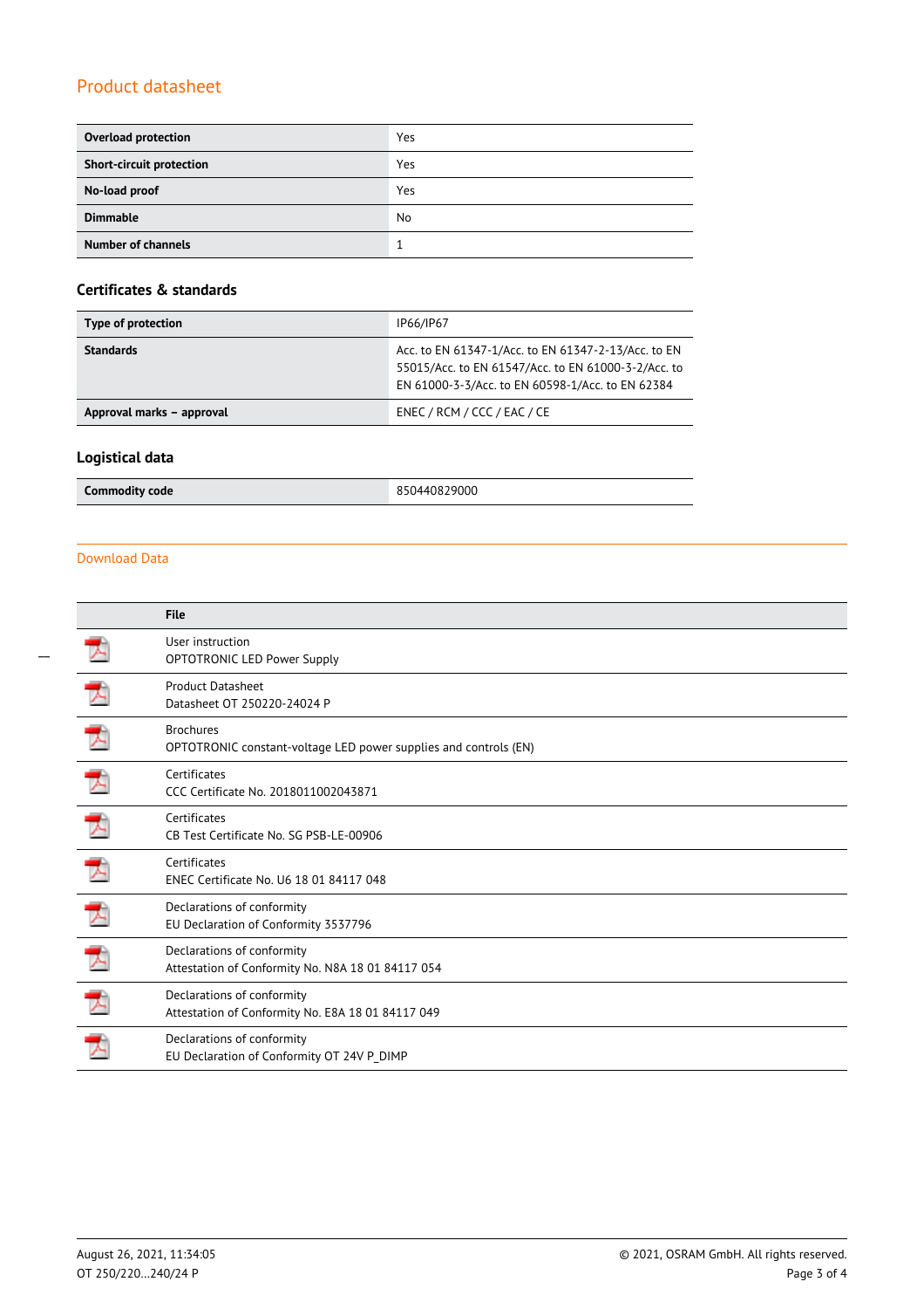# Product datasheet

| | |
|---|---|
| **Overload protection** | Yes |
| **Short-circuit protection** | Yes |
| **No-load proof** | Yes |
| **Dimmable** | No |
| **Number of channels** | 1 |

### Certificates & standards

| | |
|---|---|
| **Type of protection** | IP66/IP67 |
| **Standards** | Acc. to EN 61347-1/Acc. to EN 61347-2-13/Acc. to EN 55015/Acc. to EN 61547/Acc. to EN 61000-3-2/Acc. to EN 61000-3-3/Acc. to EN 60598-1/Acc. to EN 62384 |
| **Approval marks – approval** | ENEC / RCM / CCC / EAC / CE |

### Logistical data

| | |
|---|---|
| **Commodity code** | 850440829000 |

## Download Data

| | File |
|---|---|
| | User instruction<br>OPTOTRONIC LED Power Supply |
| | Product Datasheet<br>Datasheet OT 250220-24024 P |
| | Brochures<br>OPTOTRONIC constant-voltage LED power supplies and controls (EN) |
| | Certificates<br>CCC Certificate No. 2018011002043871 |
| | Certificates<br>CB Test Certificate No. SG PSB-LE-00906 |
| | Certificates<br>ENEC Certificate No. U6 18 01 84117 048 |
| | Declarations of conformity<br>EU Declaration of Conformity 3537796 |
| | Declarations of conformity<br>Attestation of Conformity No. N8A 18 01 84117 054 |
| | Declarations of conformity<br>Attestation of Conformity No. E8A 18 01 84117 049 |
| | Declarations of conformity<br>EU Declaration of Conformity OT 24V P_DIMP |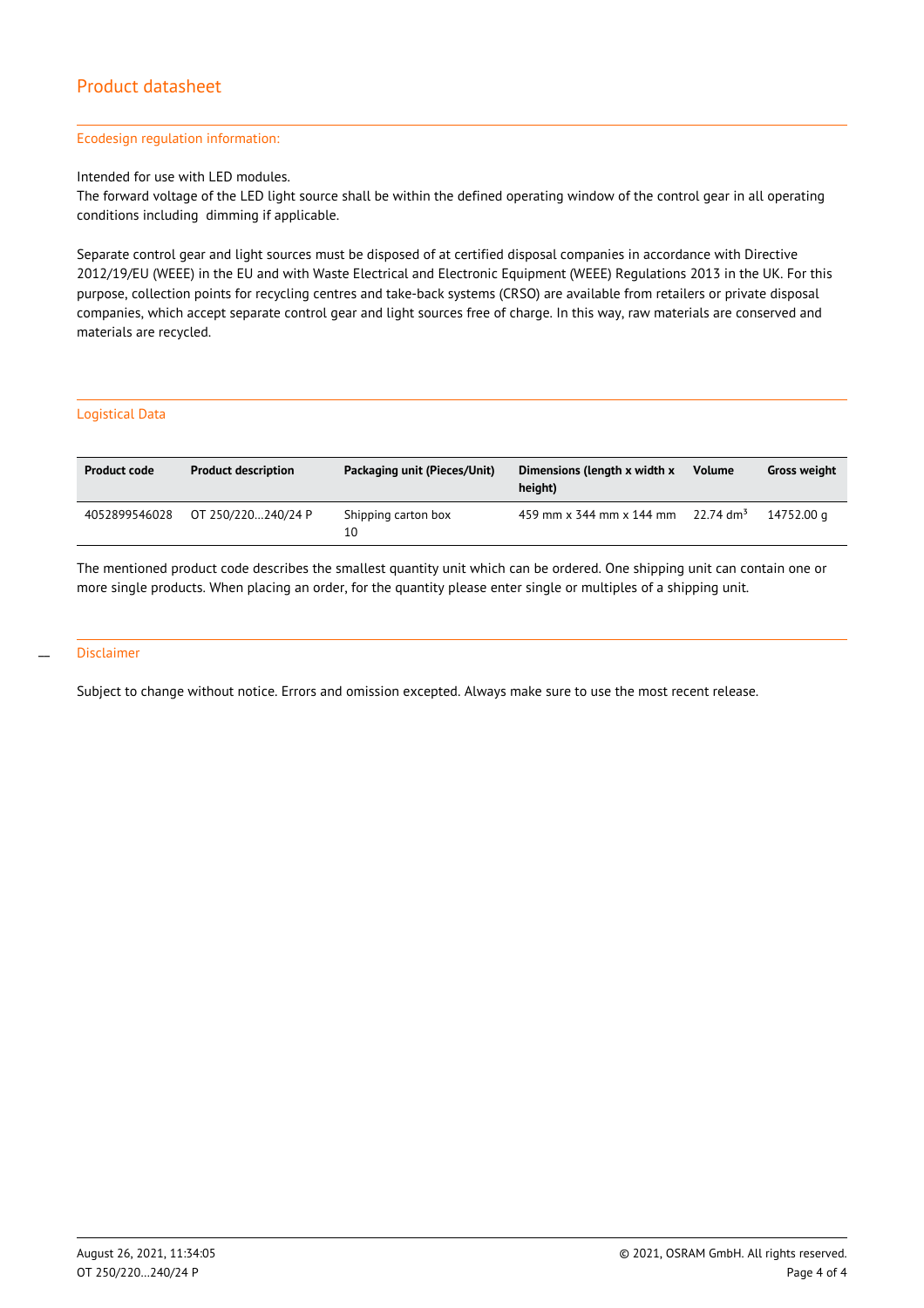## Ecodesign regulation information:

Intended for use with LED modules.
The forward voltage of the LED light source shall be within the defined operating window of the control gear in all operating conditions including dimming if applicable.

Separate control gear and light sources must be disposed of at certified disposal companies in accordance with Directive 2012/19/EU (WEEE) in the EU and with Waste Electrical and Electronic Equipment (WEEE) Regulations 2013 in the UK. For this purpose, collection points for recycling centres and take-back systems (CRSO) are available from retailers or private disposal companies, which accept separate control gear and light sources free of charge. In this way, raw materials are conserved and materials are recycled.

## Logistical Data

| Product code | Product description | Packaging unit (Pieces/Unit) | Dimensions (length x width x height) | Volume | Gross weight |
|---|---|---|---|---|---|
| 4052899546028 | OT 250/220...240/24 P | Shipping carton box 10 | 459 mm x 344 mm x 144 mm | 22.74 $dm^3$ | 14752.00 g |

The mentioned product code describes the smallest quantity unit which can be ordered. One shipping unit can contain one or more single products. When placing an order, for the quantity please enter single or multiples of a shipping unit.

## Disclaimer

Subject to change without notice. Errors and omission excepted. Always make sure to use the most recent release.